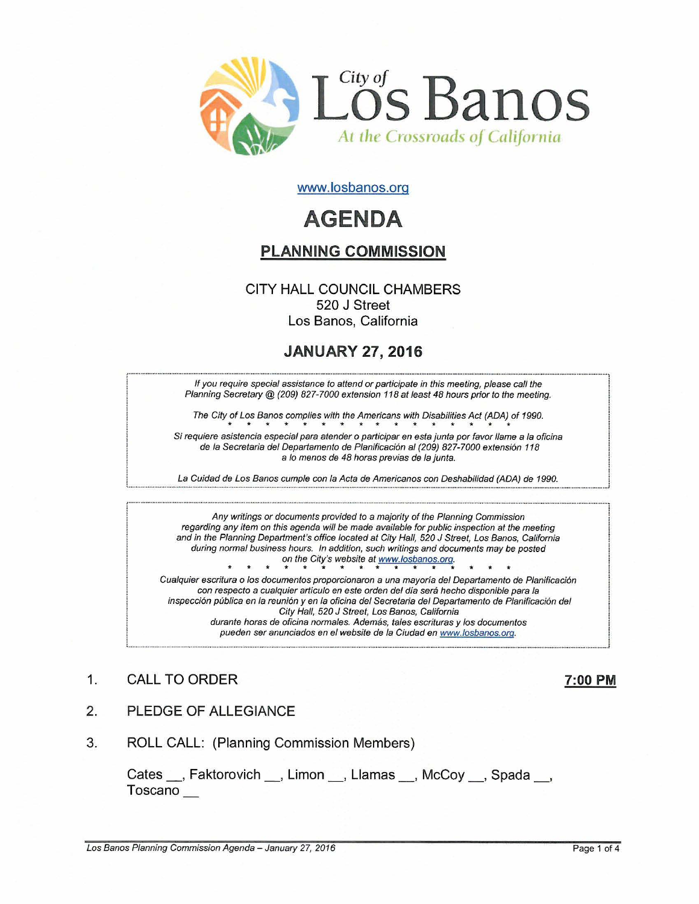City of Los Banos

*At the Crossroads of California*

www.losbanos.org

# AGENDA

## PLANNING COMMISSION

CITY HALL COUNCIL CHAMBERS
520 J Street
Los Banos, California

### JANUARY 27, 2016

*If you require special assistance to attend or participate in this meeting, please call the Planning Secretary @ (209) 827-7000 extension 118 at least 48 hours prior to the meeting.*

*The City of Los Banos complies with the Americans with Disabilities Act (ADA) of 1990.*

\* \* \* \* \* \* \* \* \* \* \* \* \* \* \* \* \* \* \* \* \* \* \* \*

*Si requiere asistencia especial para atender o participar en esta junta por favor llame a la oficina de la Secretaria del Departamento de Planificación al (209) 827-7000 extensión 118 a lo menos de 48 horas previas de la junta.*

*La Cuidad de Los Banos cumple con la Acta de Americanos con Deshabilidad (ADA) de 1990.*

---

*Any writings or documents provided to a majority of the Planning Commission regarding any item on this agenda will be made available for public inspection at the meeting and in the Planning Department's office located at City Hall, 520 J Street, Los Banos, California during normal business hours. In addition, such writings and documents may be posted on the City's website at www.losbanos.org.*

\* \* \* \* \* \* \* \* \* \* \* \* \* \* \* \* \* \* \* \* \* \* \* \*

*Cualquier escritura o los documentos proporcionaron a una mayoría del Departamento de Planificación con respecto a cualquier artículo en este orden del día será hecho disponible para la inspección pública en la reunión y en la oficina del Secretaria del Departamento de Planificación del City Hall, 520 J Street, Los Banos, California durante horas de oficina normales. Además, tales escrituras y los documentos pueden ser anunciados en el website de la Ciudad en www.losbanos.org.*

1. CALL TO ORDER **7:00 PM**

2. PLEDGE OF ALLEGIANCE

3. ROLL CALL: (Planning Commission Members)

   Cates __, Faktorovich __, Limon __, Llamas __, McCoy __, Spada __, Toscano __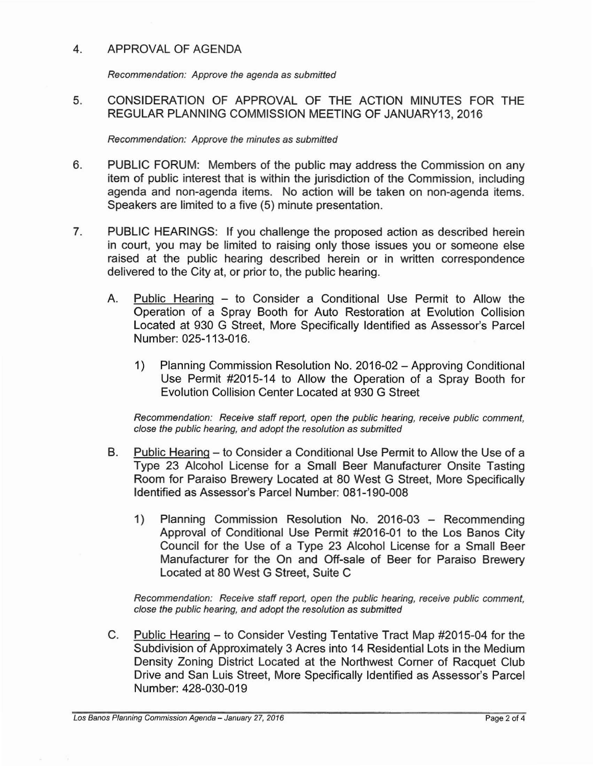4. APPROVAL OF AGENDA

   *Recommendation: Approve the agenda as submitted*

5. CONSIDERATION OF APPROVAL OF THE ACTION MINUTES FOR THE REGULAR PLANNING COMMISSION MEETING OF JANUARY13, 2016

   *Recommendation: Approve the minutes as submitted*

6. PUBLIC FORUM: Members of the public may address the Commission on any item of public interest that is within the jurisdiction of the Commission, including agenda and non-agenda items. No action will be taken on non-agenda items. Speakers are limited to a five (5) minute presentation.

7. PUBLIC HEARINGS: If you challenge the proposed action as described herein in court, you may be limited to raising only those issues you or someone else raised at the public hearing described herein or in written correspondence delivered to the City at, or prior to, the public hearing.

   A. Public Hearing – to Consider a Conditional Use Permit to Allow the Operation of a Spray Booth for Auto Restoration at Evolution Collision Located at 930 G Street, More Specifically Identified as Assessor's Parcel Number: 025-113-016.

      1) Planning Commission Resolution No. 2016-02 – Approving Conditional Use Permit #2015-14 to Allow the Operation of a Spray Booth for Evolution Collision Center Located at 930 G Street

      *Recommendation: Receive staff report, open the public hearing, receive public comment, close the public hearing, and adopt the resolution as submitted*

   B. Public Hearing – to Consider a Conditional Use Permit to Allow the Use of a Type 23 Alcohol License for a Small Beer Manufacturer Onsite Tasting Room for Paraiso Brewery Located at 80 West G Street, More Specifically Identified as Assessor's Parcel Number: 081-190-008

      1) Planning Commission Resolution No. 2016-03 – Recommending Approval of Conditional Use Permit #2016-01 to the Los Banos City Council for the Use of a Type 23 Alcohol License for a Small Beer Manufacturer for the On and Off-sale of Beer for Paraiso Brewery Located at 80 West G Street, Suite C

      *Recommendation: Receive staff report, open the public hearing, receive public comment, close the public hearing, and adopt the resolution as submitted*

   C. Public Hearing – to Consider Vesting Tentative Tract Map #2015-04 for the Subdivision of Approximately 3 Acres into 14 Residential Lots in the Medium Density Zoning District Located at the Northwest Corner of Racquet Club Drive and San Luis Street, More Specifically Identified as Assessor's Parcel Number: 428-030-019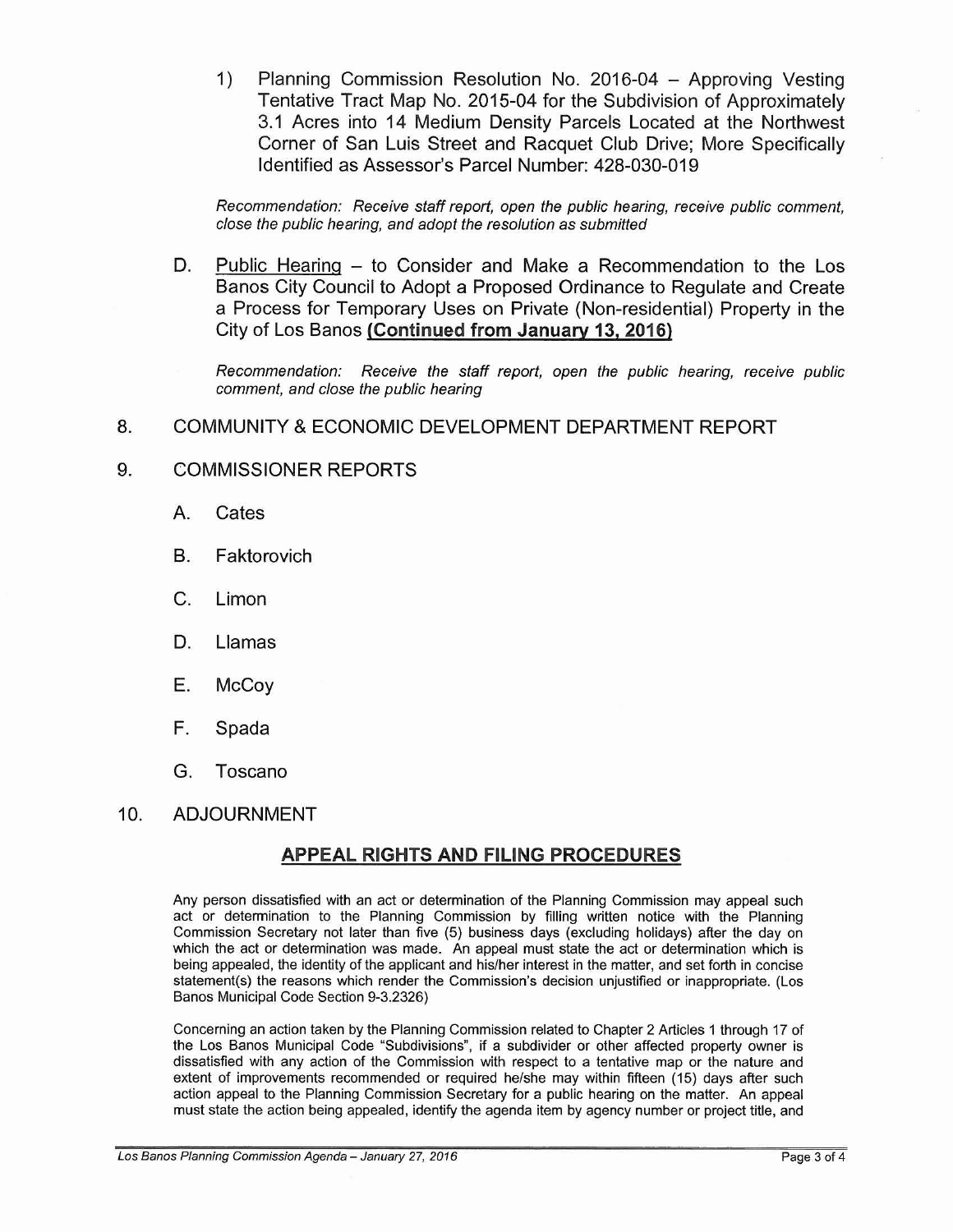1) Planning Commission Resolution No. 2016-04 – Approving Vesting Tentative Tract Map No. 2015-04 for the Subdivision of Approximately 3.1 Acres into 14 Medium Density Parcels Located at the Northwest Corner of San Luis Street and Racquet Club Drive; More Specifically Identified as Assessor's Parcel Number: 428-030-019

*Recommendation: Receive staff report, open the public hearing, receive public comment, close the public hearing, and adopt the resolution as submitted*

D. Public Hearing – to Consider and Make a Recommendation to the Los Banos City Council to Adopt a Proposed Ordinance to Regulate and Create a Process for Temporary Uses on Private (Non-residential) Property in the City of Los Banos **(Continued from January 13, 2016)**

*Recommendation: Receive the staff report, open the public hearing, receive public comment, and close the public hearing*

8. COMMUNITY & ECONOMIC DEVELOPMENT DEPARTMENT REPORT

9. COMMISSIONER REPORTS

   A. Cates

   B. Faktorovich

   C. Limon

   D. Llamas

   E. McCoy

   F. Spada

   G. Toscano

10. ADJOURNMENT

## APPEAL RIGHTS AND FILING PROCEDURES

Any person dissatisfied with an act or determination of the Planning Commission may appeal such act or determination to the Planning Commission by filling written notice with the Planning Commission Secretary not later than five (5) business days (excluding holidays) after the day on which the act or determination was made. An appeal must state the act or determination which is being appealed, the identity of the applicant and his/her interest in the matter, and set forth in concise statement(s) the reasons which render the Commission's decision unjustified or inappropriate. (Los Banos Municipal Code Section 9-3.2326)

Concerning an action taken by the Planning Commission related to Chapter 2 Articles 1 through 17 of the Los Banos Municipal Code "Subdivisions", if a subdivider or other affected property owner is dissatisfied with any action of the Commission with respect to a tentative map or the nature and extent of improvements recommended or required he/she may within fifteen (15) days after such action appeal to the Planning Commission Secretary for a public hearing on the matter. An appeal must state the action being appealed, identify the agenda item by agency number or project title, and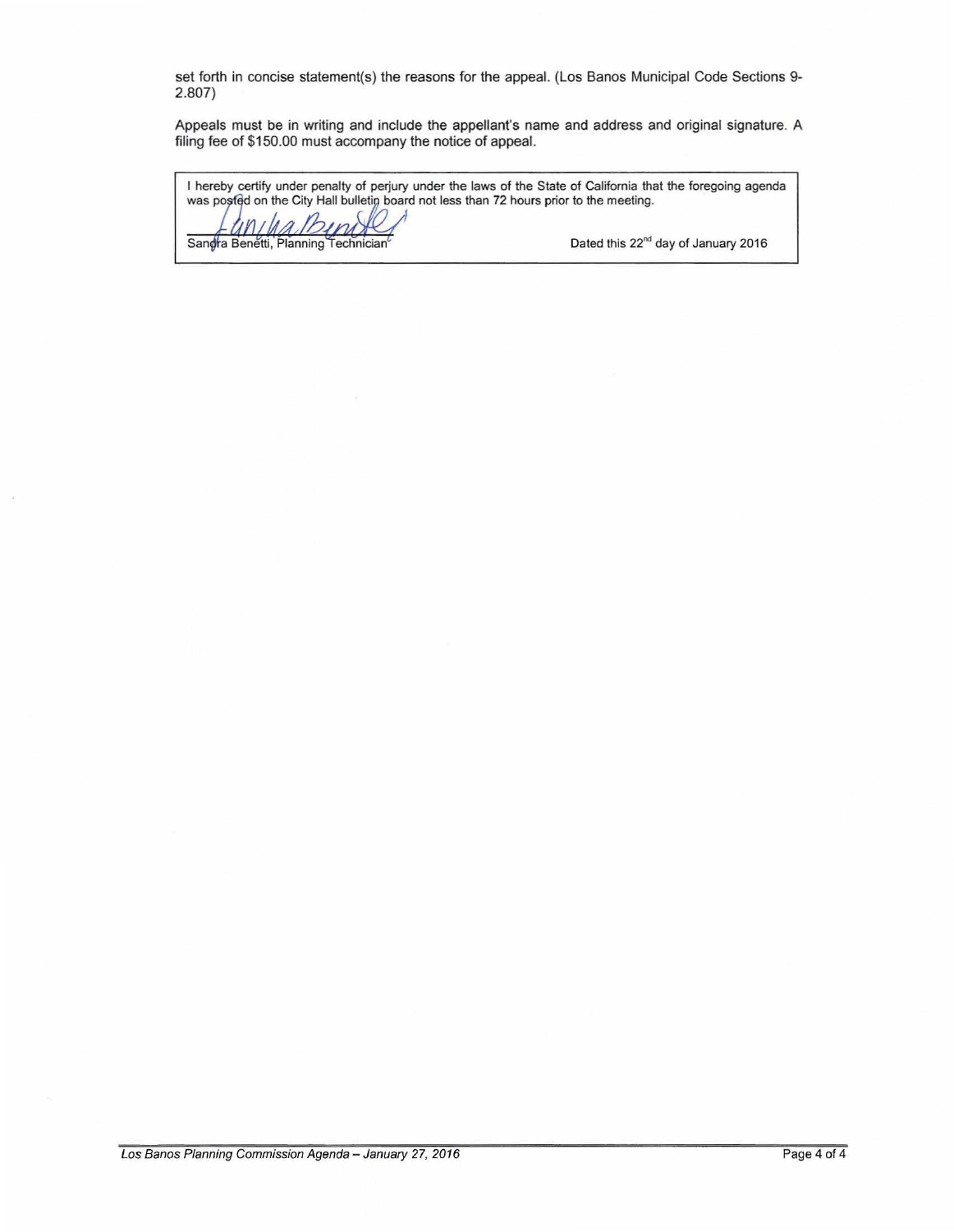set forth in concise statement(s) the reasons for the appeal. (Los Banos Municipal Code Sections 9-2.807)

Appeals must be in writing and include the appellant's name and address and original signature. A filing fee of $150.00 must accompany the notice of appeal.

I hereby certify under penalty of perjury under the laws of the State of California that the foregoing agenda was posted on the City Hall bulletin board not less than 72 hours prior to the meeting.

Sandra Benetti, Planning Technician

Dated this 22nd day of January 2016